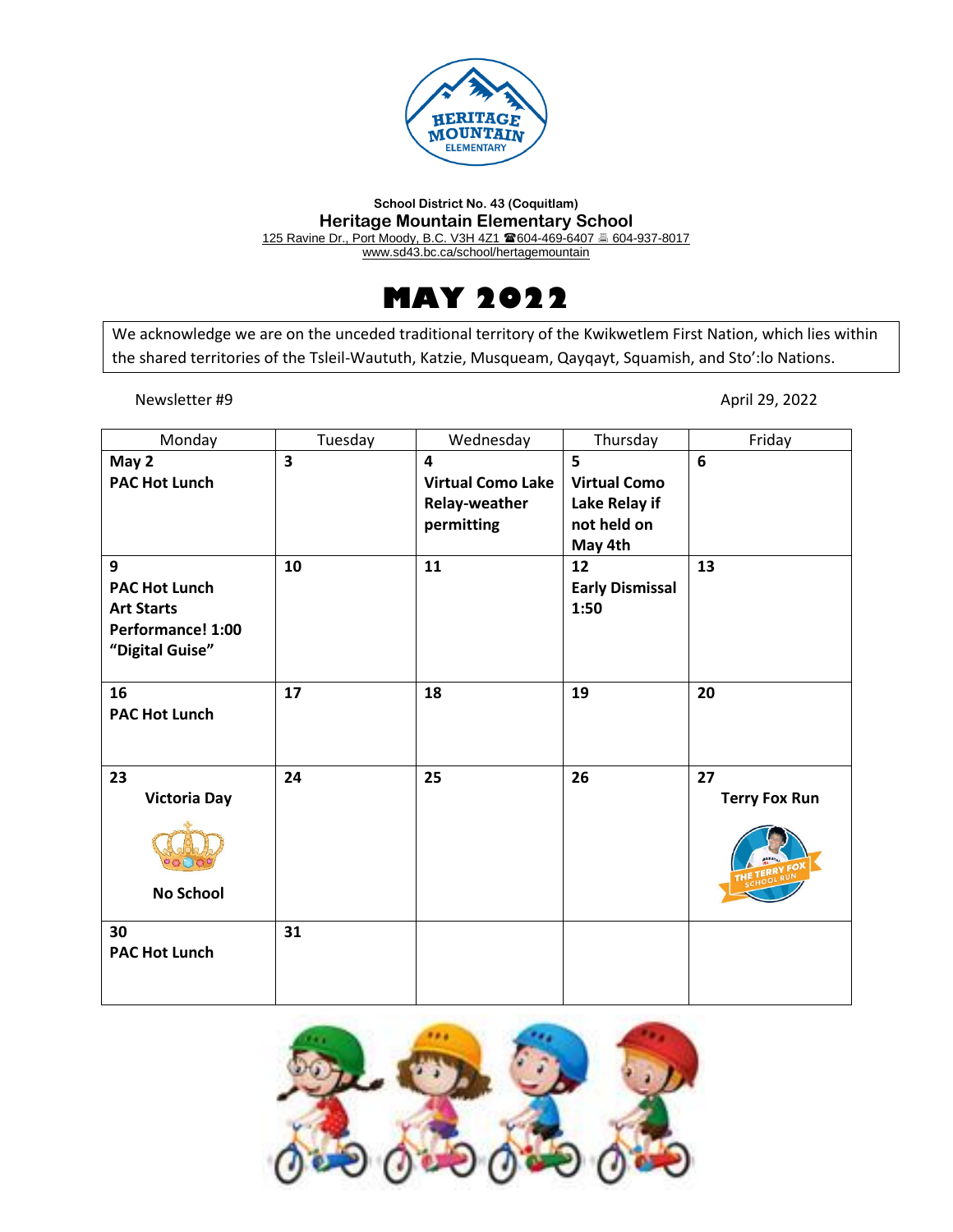School District No. 43 (Coquitlam)

**Heritage Mountain Elementary School**

125 Ravine Dr., Port Moody, B.C. V3H 4Z1 ☎604-469-6407 🖷 604-937-8017

www.sd43.bc.ca/school/hertagemountain

# MAY 2022

We acknowledge we are on the unceded traditional territory of the Kwikwetlem First Nation, which lies within the shared territories of the Tsleil-Waututh, Katzie, Musqueam, Qayqayt, Squamish, and Sto':lo Nations.

Newsletter #9

April 29, 2022

| Monday | Tuesday | Wednesday | Thursday | Friday |
|---|---|---|---|---|
| **May 2** **PAC Hot Lunch** | **3** | **4** **Virtual Como Lake Relay-weather permitting** | **5** **Virtual Como Lake Relay if not held on May 4th** | **6** |
| **9** **PAC Hot Lunch** **Art Starts Performance! 1:00 "Digital Guise"** | **10** | **11** | **12** **Early Dismissal 1:50** | **13** |
| **16** **PAC Hot Lunch** | **17** | **18** | **19** | **20** |
| **23** **Victoria Day** **No School** | **24** | **25** | **26** | **27** **Terry Fox Run** |
| **30** **PAC Hot Lunch** | **31** | | | |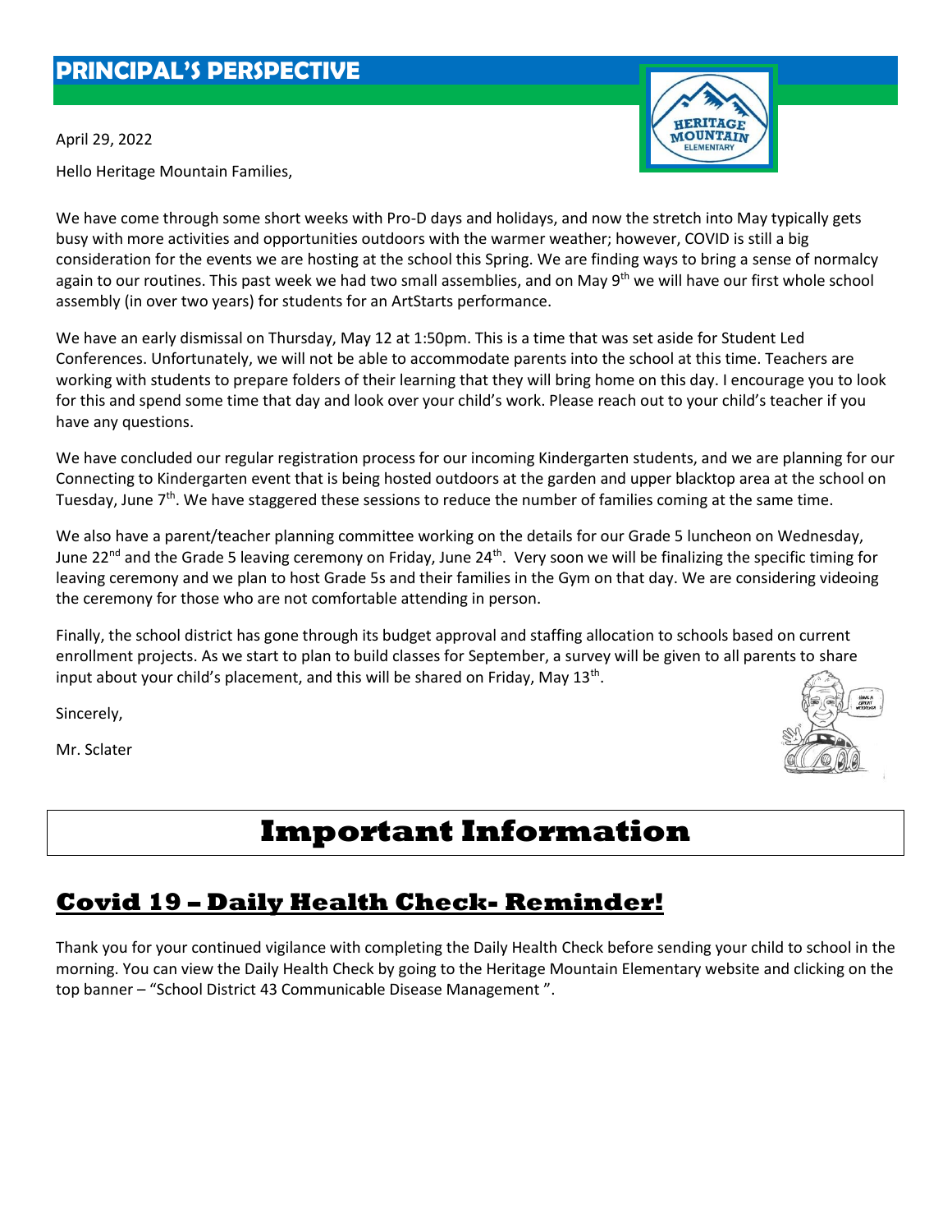# PRINCIPAL'S PERSPECTIVE

April 29, 2022

Hello Heritage Mountain Families,

We have come through some short weeks with Pro-D days and holidays, and now the stretch into May typically gets busy with more activities and opportunities outdoors with the warmer weather; however, COVID is still a big consideration for the events we are hosting at the school this Spring. We are finding ways to bring a sense of normalcy again to our routines. This past week we had two small assemblies, and on May 9th we will have our first whole school assembly (in over two years) for students for an ArtStarts performance.

We have an early dismissal on Thursday, May 12 at 1:50pm. This is a time that was set aside for Student Led Conferences. Unfortunately, we will not be able to accommodate parents into the school at this time. Teachers are working with students to prepare folders of their learning that they will bring home on this day. I encourage you to look for this and spend some time that day and look over your child's work. Please reach out to your child's teacher if you have any questions.

We have concluded our regular registration process for our incoming Kindergarten students, and we are planning for our Connecting to Kindergarten event that is being hosted outdoors at the garden and upper blacktop area at the school on Tuesday, June 7th. We have staggered these sessions to reduce the number of families coming at the same time.

We also have a parent/teacher planning committee working on the details for our Grade 5 luncheon on Wednesday, June 22nd and the Grade 5 leaving ceremony on Friday, June 24th. Very soon we will be finalizing the specific timing for leaving ceremony and we plan to host Grade 5s and their families in the Gym on that day. We are considering videoing the ceremony for those who are not comfortable attending in person.

Finally, the school district has gone through its budget approval and staffing allocation to schools based on current enrollment projects. As we start to plan to build classes for September, a survey will be given to all parents to share input about your child's placement, and this will be shared on Friday, May 13th.

Sincerely,

Mr. Sclater

# Important Information

## Covid 19 – Daily Health Check- Reminder!

Thank you for your continued vigilance with completing the Daily Health Check before sending your child to school in the morning. You can view the Daily Health Check by going to the Heritage Mountain Elementary website and clicking on the top banner – "School District 43 Communicable Disease Management ".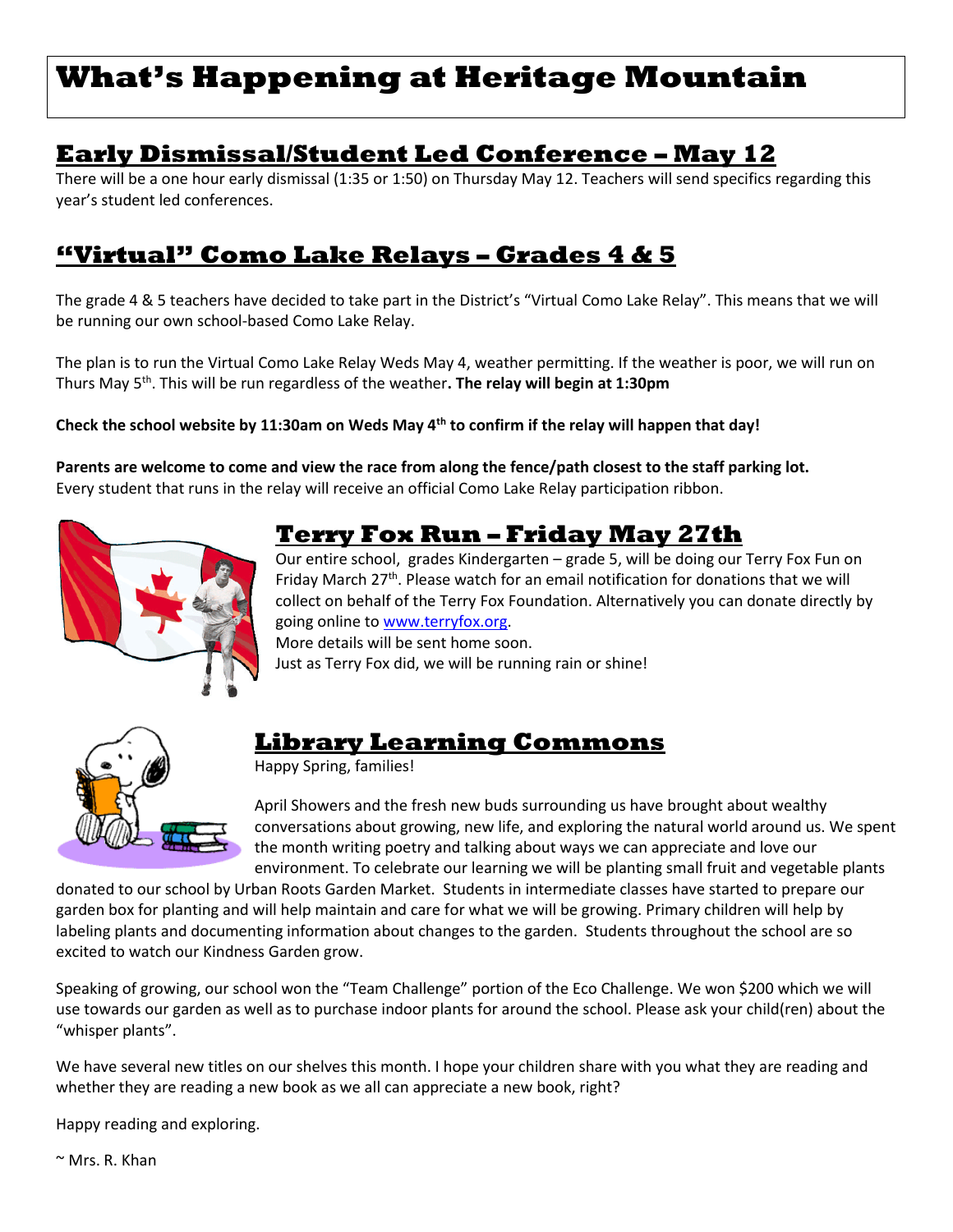# What's Happening at Heritage Mountain

## Early Dismissal/Student Led Conference – May 12

There will be a one hour early dismissal (1:35 or 1:50) on Thursday May 12. Teachers will send specifics regarding this year's student led conferences.

## "Virtual" Como Lake Relays – Grades 4 & 5

The grade 4 & 5 teachers have decided to take part in the District's "Virtual Como Lake Relay". This means that we will be running our own school-based Como Lake Relay.

The plan is to run the Virtual Como Lake Relay Weds May 4, weather permitting. If the weather is poor, we will run on Thurs May 5th. This will be run regardless of the weather**. The relay will begin at 1:30pm**

**Check the school website by 11:30am on Weds May 4th to confirm if the relay will happen that day!**

**Parents are welcome to come and view the race from along the fence/path closest to the staff parking lot.**
Every student that runs in the relay will receive an official Como Lake Relay participation ribbon.

## Terry Fox Run – Friday May 27th

Our entire school, grades Kindergarten – grade 5, will be doing our Terry Fox Fun on Friday March 27th. Please watch for an email notification for donations that we will collect on behalf of the Terry Fox Foundation. Alternatively you can donate directly by going online to www.terryfox.org.
More details will be sent home soon.
Just as Terry Fox did, we will be running rain or shine!

## Library Learning Commons

Happy Spring, families!

April Showers and the fresh new buds surrounding us have brought about wealthy conversations about growing, new life, and exploring the natural world around us. We spent the month writing poetry and talking about ways we can appreciate and love our environment. To celebrate our learning we will be planting small fruit and vegetable plants donated to our school by Urban Roots Garden Market. Students in intermediate classes have started to prepare our garden box for planting and will help maintain and care for what we will be growing. Primary children will help by labeling plants and documenting information about changes to the garden. Students throughout the school are so excited to watch our Kindness Garden grow.

Speaking of growing, our school won the "Team Challenge" portion of the Eco Challenge. We won $200 which we will use towards our garden as well as to purchase indoor plants for around the school. Please ask your child(ren) about the "whisper plants".

We have several new titles on our shelves this month. I hope your children share with you what they are reading and whether they are reading a new book as we all can appreciate a new book, right?

Happy reading and exploring.

~ Mrs. R. Khan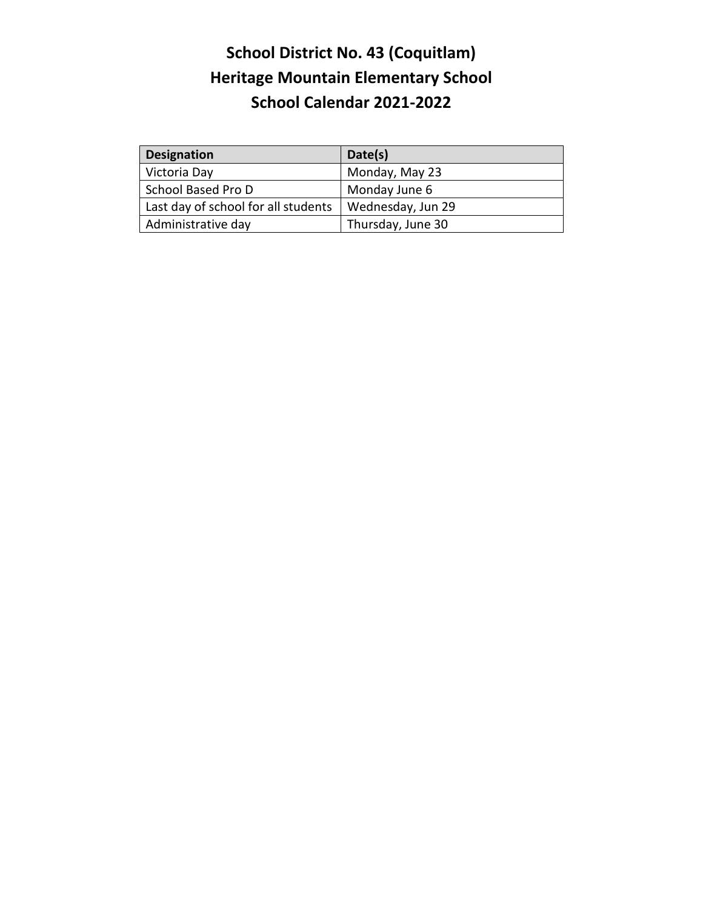# School District No. 43 (Coquitlam)
# Heritage Mountain Elementary School
# School Calendar 2021-2022

| Designation | Date(s) |
|---|---|
| Victoria Day | Monday, May 23 |
| School Based Pro D | Monday June 6 |
| Last day of school for all students | Wednesday, Jun 29 |
| Administrative day | Thursday, June 30 |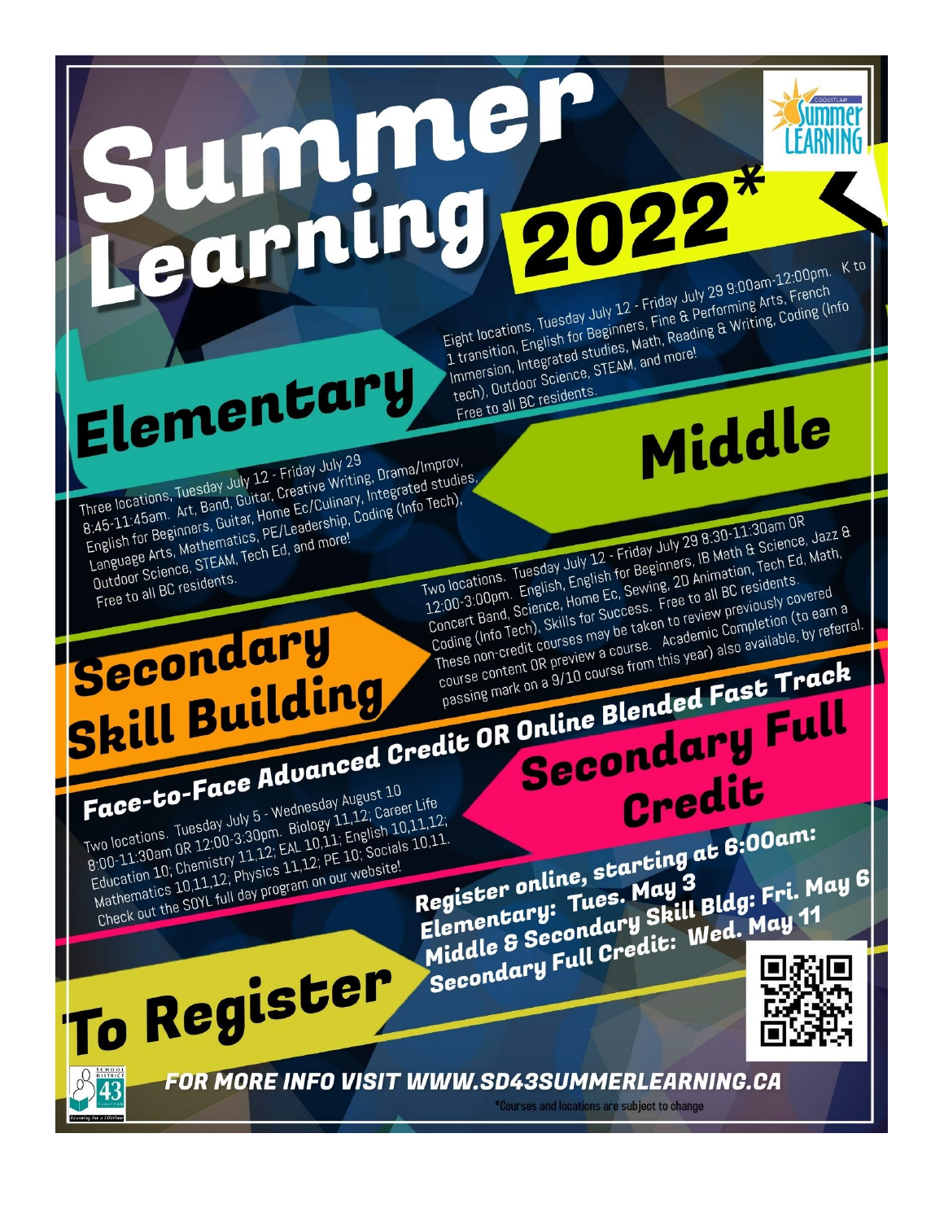# Summer Learning 2022*

Coquitlam Summer Learning

## Elementary

Eight locations, Tuesday July 12 - Friday July 29 9:00am-12:00pm. K to 1 transition, English for Beginners, Fine & Performing Arts, French Immersion, Integrated studies, Math, Reading & Writing, Coding (Info tech), Outdoor Science, STEAM, and more!
Free to all BC residents.

## Middle

Three locations, Tuesday July 12 - Friday July 29
8:45-11:45am. Art, Band, Guitar, Creative Writing, Drama/Improv, English for Beginners, Guitar, Home Ec/Culinary, Integrated studies, Language Arts, Mathematics, PE/Leadership, Coding (Info Tech), Outdoor Science, STEAM, Tech Ed, and more!
Free to all BC residents.

## Secondary Skill Building

Two locations. Tuesday July 12 - Friday July 29 8:30-11:30am OR 12:00-3:00pm. English, English for Beginners, IB Math & Science, Jazz & Concert Band, Science, Home Ec, Sewing, 2D Animation, Tech Ed, Math, Coding (Info Tech), Skills for Success. Free to all BC residents.
These non-credit courses may be taken to review previously covered course content OR preview a course. Academic Completion (to earn a passing mark on a 9/10 course from this year) also available, by referral.

## Secondary Full Credit

### Face-to-Face Advanced Credit OR Online Blended Fast Track

Two locations. Tuesday July 5 - Wednesday August 10
8:00-11:30am OR 12:00-3:30pm. Biology 11,12; Career Life Education 10; Chemistry 11,12; EAL 10,11; English 10,11,12; Mathematics 10,11,12; Physics 11,12; PE 10; Socials 10,11.
Check out the SOYL full day program on our website!

## To Register

**Register online, starting at 6:00am:**
**Elementary: Tues. May 3**
**Middle & Secondary Skill Bldg: Fri. May 6**
**Secondary Full Credit: Wed. May 11**

**FOR MORE INFO VISIT WWW.SD43SUMMERLEARNING.CA**

School District 43 Coquitlam — Learning for a Lifetime

*Courses and locations are subject to change